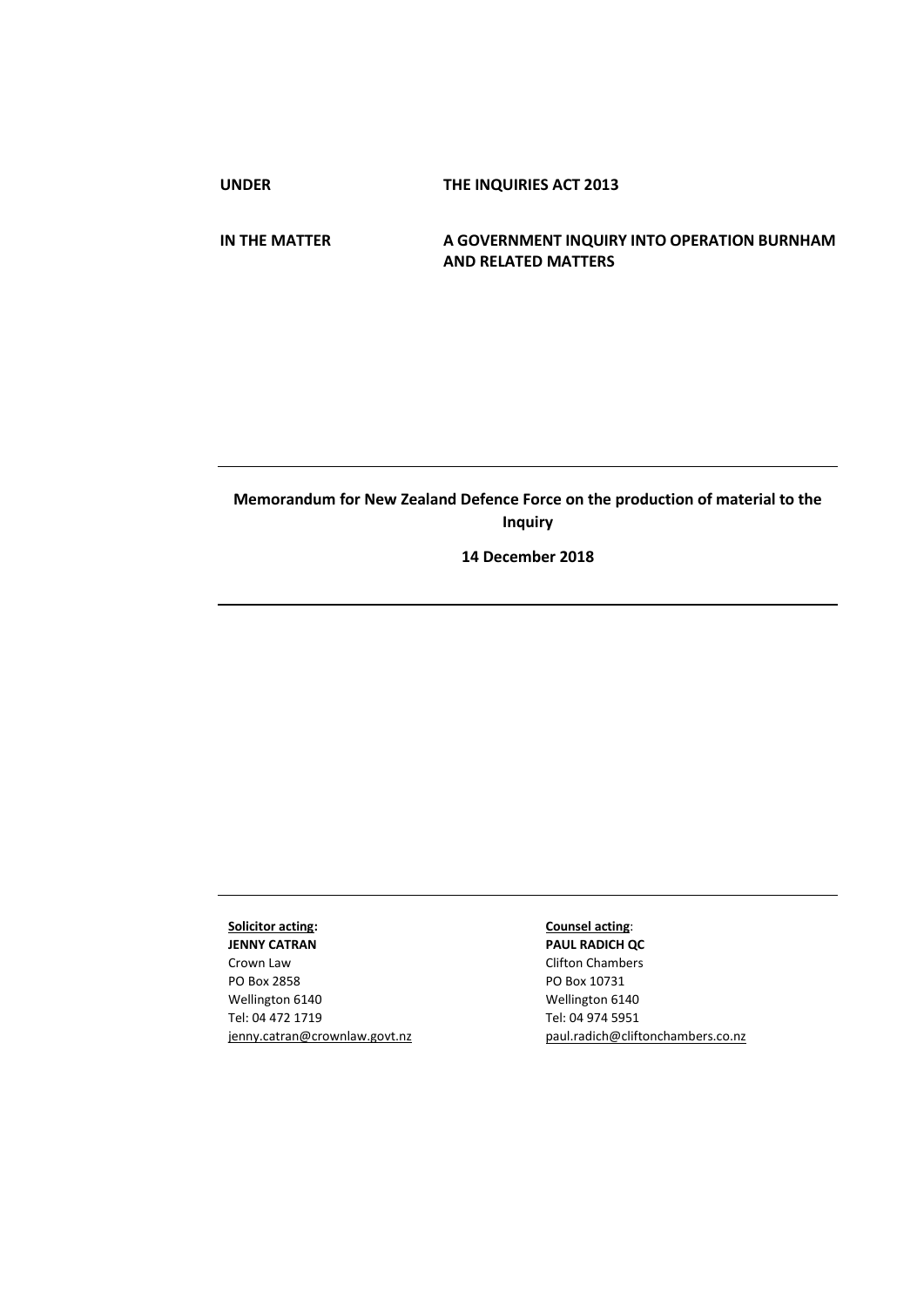| | |
|---|---|
| **UNDER** | **THE INQUIRIES ACT 2013** |
| **IN THE MATTER** | **A GOVERNMENT INQUIRY INTO OPERATION BURNHAM AND RELATED MATTERS** |

---

**Memorandum for New Zealand Defence Force on the production of material to the Inquiry**

**14 December 2018**

---

---

| | |
|---|---|
| **Solicitor acting:** | **Counsel acting:** |
| **JENNY CATRAN** | **PAUL RADICH QC** |
| Crown Law | Clifton Chambers |
| PO Box 2858 | PO Box 10731 |
| Wellington 6140 | Wellington 6140 |
| Tel: 04 472 1719 | Tel: 04 974 5951 |
| jenny.catran@crownlaw.govt.nz | paul.radich@cliftonchambers.co.nz |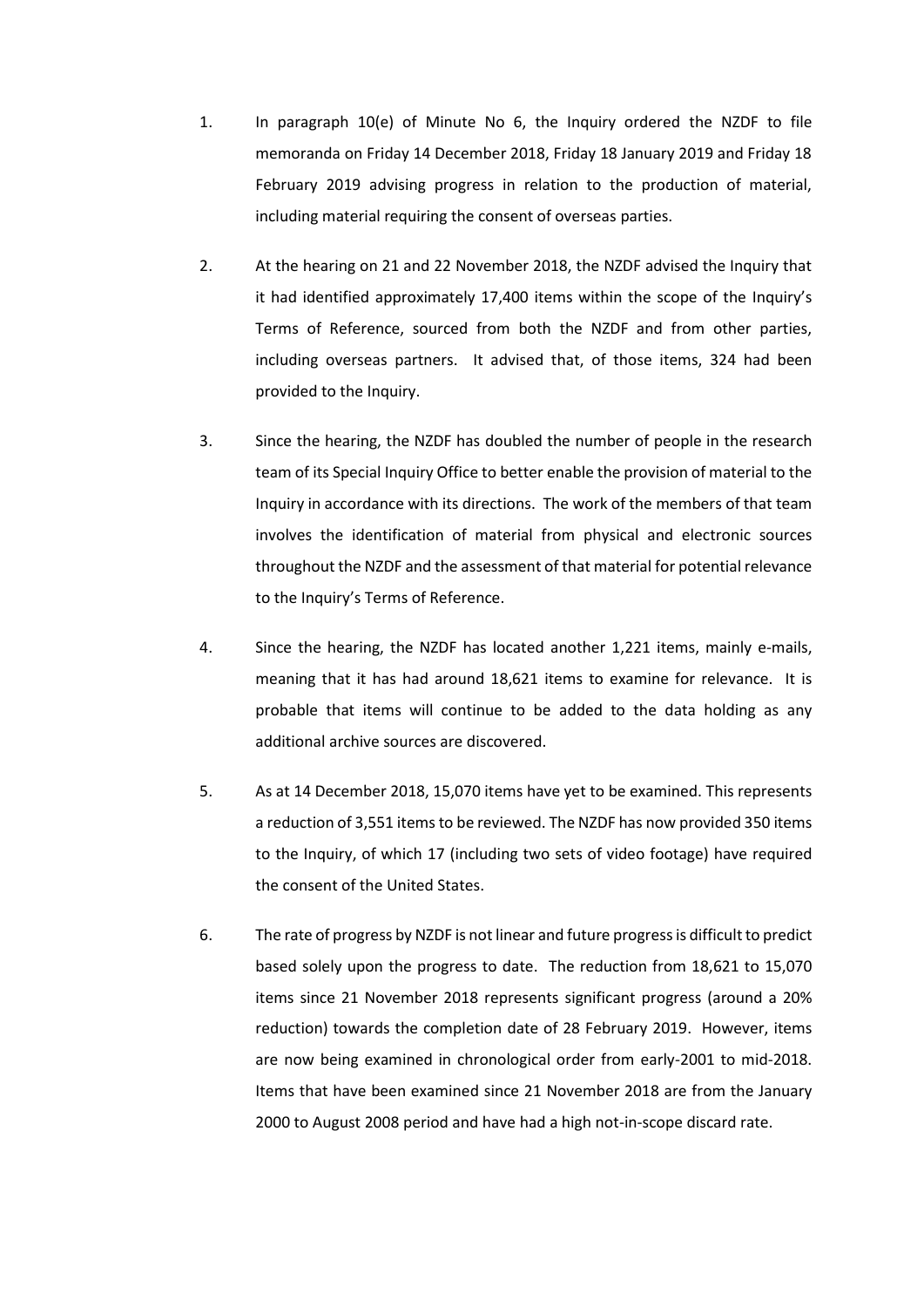1. In paragraph 10(e) of Minute No 6, the Inquiry ordered the NZDF to file memoranda on Friday 14 December 2018, Friday 18 January 2019 and Friday 18 February 2019 advising progress in relation to the production of material, including material requiring the consent of overseas parties.

2. At the hearing on 21 and 22 November 2018, the NZDF advised the Inquiry that it had identified approximately 17,400 items within the scope of the Inquiry's Terms of Reference, sourced from both the NZDF and from other parties, including overseas partners. It advised that, of those items, 324 had been provided to the Inquiry.

3. Since the hearing, the NZDF has doubled the number of people in the research team of its Special Inquiry Office to better enable the provision of material to the Inquiry in accordance with its directions. The work of the members of that team involves the identification of material from physical and electronic sources throughout the NZDF and the assessment of that material for potential relevance to the Inquiry's Terms of Reference.

4. Since the hearing, the NZDF has located another 1,221 items, mainly e-mails, meaning that it has had around 18,621 items to examine for relevance. It is probable that items will continue to be added to the data holding as any additional archive sources are discovered.

5. As at 14 December 2018, 15,070 items have yet to be examined. This represents a reduction of 3,551 items to be reviewed. The NZDF has now provided 350 items to the Inquiry, of which 17 (including two sets of video footage) have required the consent of the United States.

6. The rate of progress by NZDF is not linear and future progress is difficult to predict based solely upon the progress to date. The reduction from 18,621 to 15,070 items since 21 November 2018 represents significant progress (around a 20% reduction) towards the completion date of 28 February 2019. However, items are now being examined in chronological order from early-2001 to mid-2018. Items that have been examined since 21 November 2018 are from the January 2000 to August 2008 period and have had a high not-in-scope discard rate.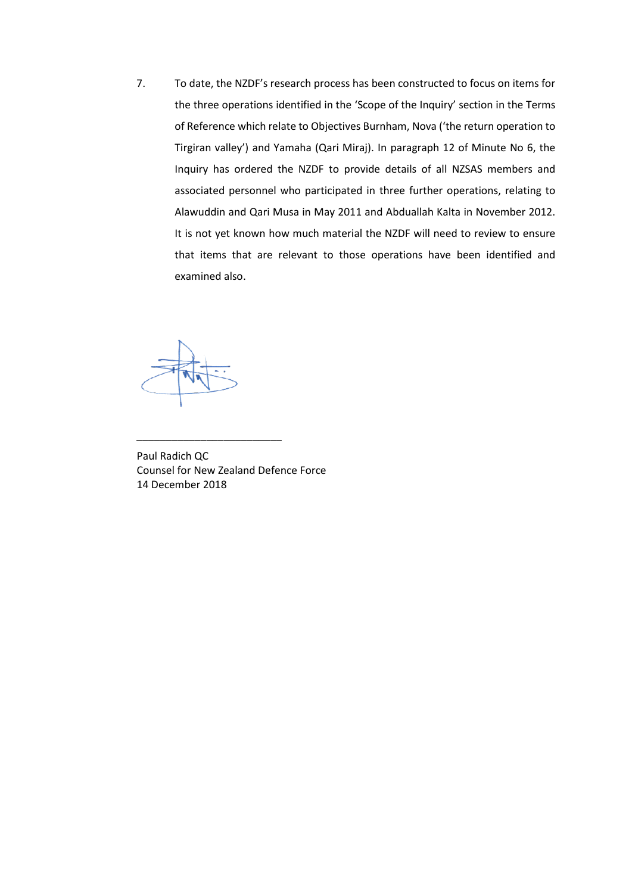7. To date, the NZDF's research process has been constructed to focus on items for the three operations identified in the 'Scope of the Inquiry' section in the Terms of Reference which relate to Objectives Burnham, Nova ('the return operation to Tirgiran valley') and Yamaha (Qari Miraj). In paragraph 12 of Minute No 6, the Inquiry has ordered the NZDF to provide details of all NZSAS members and associated personnel who participated in three further operations, relating to Alawuddin and Qari Musa in May 2011 and Abduallah Kalta in November 2012. It is not yet known how much material the NZDF will need to review to ensure that items that are relevant to those operations have been identified and examined also.

\_\_\_\_\_\_\_\_\_\_\_\_\_\_\_\_\_\_\_\_\_\_\_\_\_\_

Paul Radich QC
Counsel for New Zealand Defence Force
14 December 2018